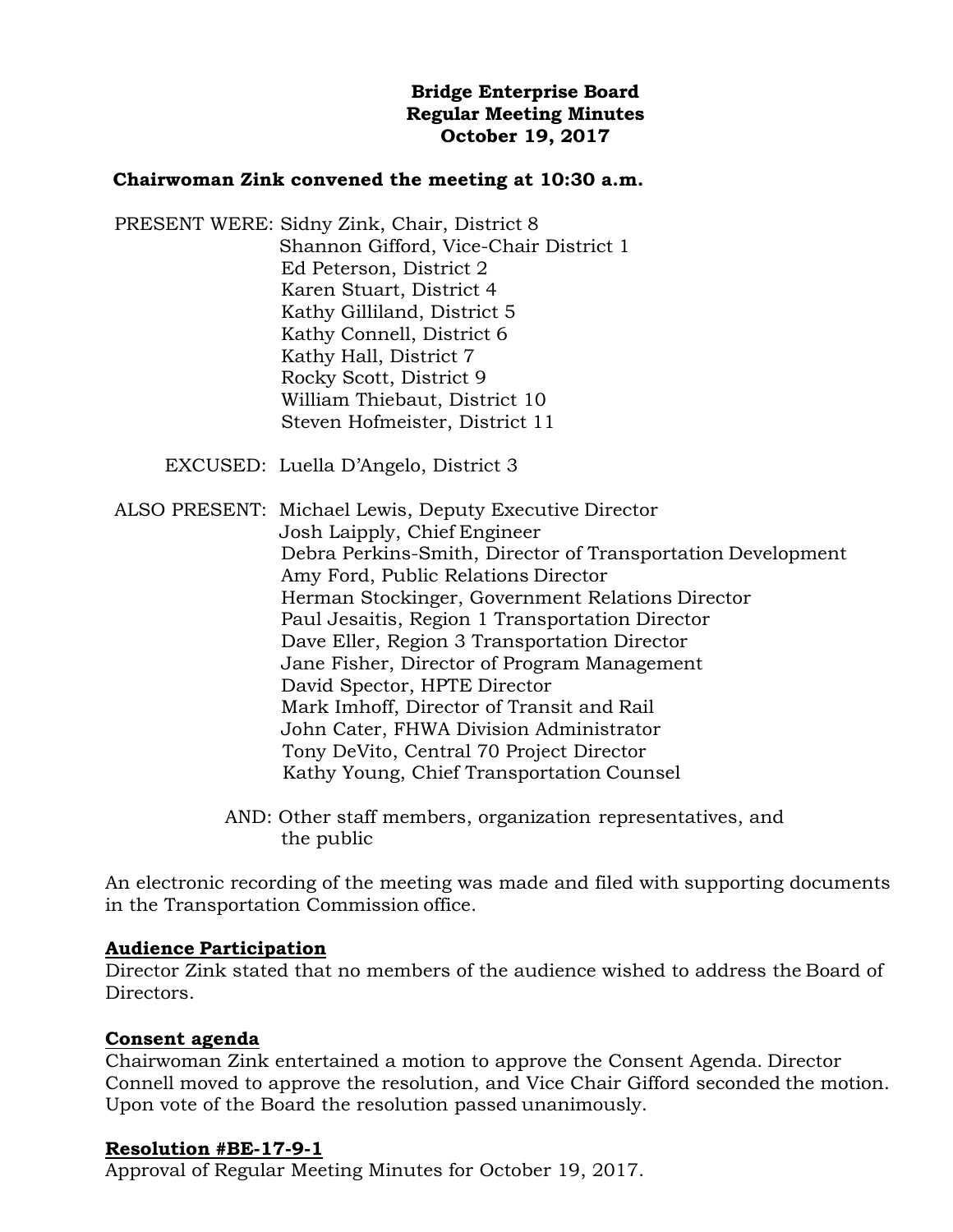**Bridge Enterprise Board**
**Regular Meeting Minutes**
**October 19, 2017**

**Chairwoman Zink convened the meeting at 10:30 a.m.**

PRESENT WERE: Sidny Zink, Chair, District 8
Shannon Gifford, Vice-Chair District 1
Ed Peterson, District 2
Karen Stuart, District 4
Kathy Gilliland, District 5
Kathy Connell, District 6
Kathy Hall, District 7
Rocky Scott, District 9
William Thiebaut, District 10
Steven Hofmeister, District 11

EXCUSED: Luella D'Angelo, District 3

ALSO PRESENT: Michael Lewis, Deputy Executive Director
Josh Laipply, Chief Engineer
Debra Perkins-Smith, Director of Transportation Development
Amy Ford, Public Relations Director
Herman Stockinger, Government Relations Director
Paul Jesaitis, Region 1 Transportation Director
Dave Eller, Region 3 Transportation Director
Jane Fisher, Director of Program Management
David Spector, HPTE Director
Mark Imhoff, Director of Transit and Rail
John Cater, FHWA Division Administrator
Tony DeVito, Central 70 Project Director
Kathy Young, Chief Transportation Counsel

AND: Other staff members, organization representatives, and the public

An electronic recording of the meeting was made and filed with supporting documents in the Transportation Commission office.

**Audience Participation**

Director Zink stated that no members of the audience wished to address the Board of Directors.

**Consent agenda**

Chairwoman Zink entertained a motion to approve the Consent Agenda. Director Connell moved to approve the resolution, and Vice Chair Gifford seconded the motion. Upon vote of the Board the resolution passed unanimously.

**Resolution #BE-17-9-1**

Approval of Regular Meeting Minutes for October 19, 2017.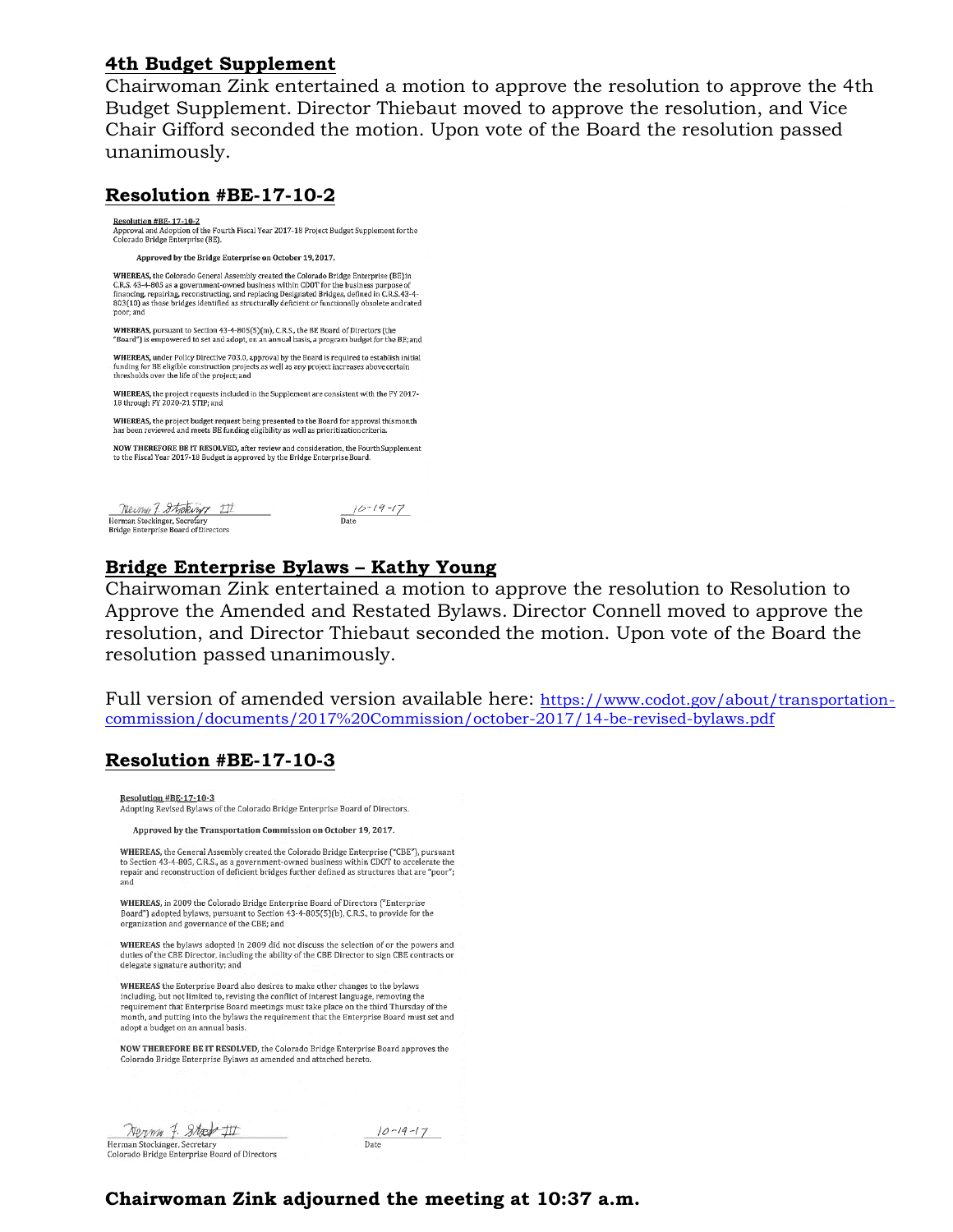## 4th Budget Supplement

Chairwoman Zink entertained a motion to approve the resolution to approve the 4th Budget Supplement. Director Thiebaut moved to approve the resolution, and Vice Chair Gifford seconded the motion. Upon vote of the Board the resolution passed unanimously.

## Resolution #BE-17-10-2

Resolution #BE-17-10-2
Approval and Adoption of the Fourth Fiscal Year 2017-18 Project Budget Supplement for the Colorado Bridge Enterprise (BE).

**Approved by the Bridge Enterprise on October 19, 2017.**

**WHEREAS,** the Colorado General Assembly created the Colorado Bridge Enterprise (BE) in C.R.S. 43-4-805 as a government-owned business within CDOT for the business purpose of financing, repairing, reconstructing, and replacing Designated Bridges, defined in C.R.S.43-4-803(10) as those bridges identified as structurally deficient or functionally obsolete and rated poor; and

**WHEREAS,** pursuant to Section 43-4-805(5)(m), C.R.S., the BE Board of Directors (the "Board") is empowered to set and adopt, on an annual basis, a program budget for the BE; and

**WHEREAS,** under Policy Directive 703.0, approval by the Board is required to establish initial funding for BE eligible construction projects as well as any project increases above certain thresholds over the life of the project; and

**WHEREAS,** the project requests included in the Supplement are consistent with the FY 2017-18 through FY 2020-21 STIP; and

**WHEREAS,** the project budget request being presented to the Board for approval this month has been reviewed and meets BE funding eligibility as well as prioritization criteria.

**NOW THEREFORE BE IT RESOLVED,** after review and consideration, the Fourth Supplement to the Fiscal Year 2017-18 Budget is approved by the Bridge Enterprise Board.

Herman Stockinger, Secretary
Bridge Enterprise Board of Directors

10-19-17
Date

## Bridge Enterprise Bylaws – Kathy Young

Chairwoman Zink entertained a motion to approve the resolution to Resolution to Approve the Amended and Restated Bylaws. Director Connell moved to approve the resolution, and Director Thiebaut seconded the motion. Upon vote of the Board the resolution passed unanimously.

Full version of amended version available here: https://www.codot.gov/about/transportation-commission/documents/2017%20Commission/october-2017/14-be-revised-bylaws.pdf

## Resolution #BE-17-10-3

Resolution #BE-17-10-3
Adopting Revised Bylaws of the Colorado Bridge Enterprise Board of Directors.

**Approved by the Transportation Commission on October 19, 2017.**

**WHEREAS,** the General Assembly created the Colorado Bridge Enterprise ("CBE"), pursuant to Section 43-4-805, C.R.S., as a government-owned business within CDOT to accelerate the repair and reconstruction of deficient bridges further defined as structures that are "poor"; and

**WHEREAS,** in 2009 the Colorado Bridge Enterprise Board of Directors ("Enterprise Board") adopted bylaws, pursuant to Section 43-4-805(5)(b), C.R.S., to provide for the organization and governance of the CBE; and

**WHEREAS** the bylaws adopted in 2009 did not discuss the selection of or the powers and duties of the CBE Director, including the ability of the CBE Director to sign CBE contracts or delegate signature authority; and

**WHEREAS** the Enterprise Board also desires to make other changes to the bylaws including, but not limited to, revising the conflict of interest language, removing the requirement that Enterprise Board meetings must take place on the third Thursday of the month, and putting into the bylaws the requirement that the Enterprise Board must set and adopt a budget on an annual basis.

**NOW THEREFORE BE IT RESOLVED,** the Colorado Bridge Enterprise Board approves the Colorado Bridge Enterprise Bylaws as amended and attached hereto.

Herman Stockinger, Secretary
Colorado Bridge Enterprise Board of Directors

10-19-17
Date

**Chairwoman Zink adjourned the meeting at 10:37 a.m.**